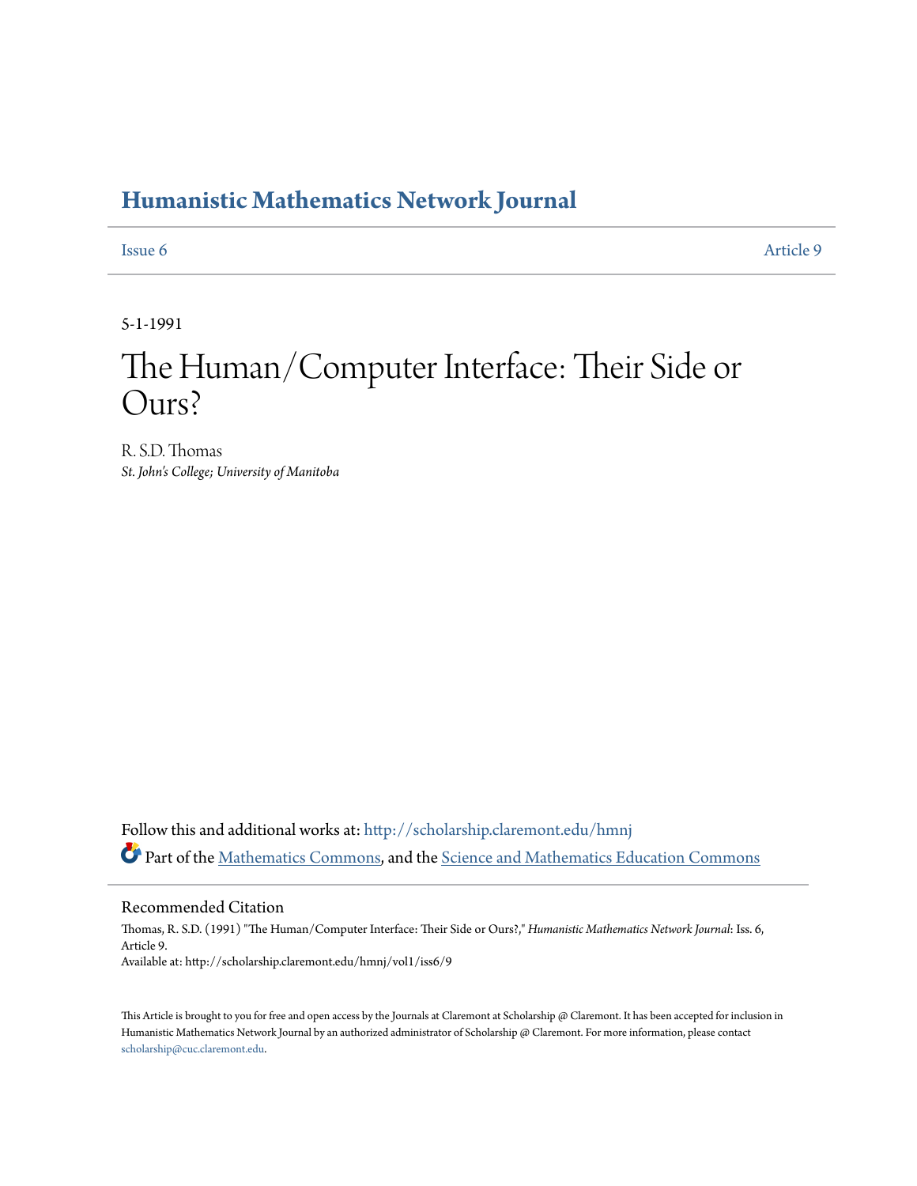# Humanistic Mathematics Network Journal

Issue 6 | Article 9

5-1-1991

# The Human/Computer Interface: Their Side or Ours?

R. S.D. Thomas

*St. John's College; University of Manitoba*

Follow this and additional works at: http://scholarship.claremont.edu/hmnj

Part of the Mathematics Commons, and the Science and Mathematics Education Commons

## Recommended Citation

Thomas, R. S.D. (1991) "The Human/Computer Interface: Their Side or Ours?," *Humanistic Mathematics Network Journal*: Iss. 6, Article 9.

Available at: http://scholarship.claremont.edu/hmnj/vol1/iss6/9

This Article is brought to you for free and open access by the Journals at Claremont at Scholarship @ Claremont. It has been accepted for inclusion in Humanistic Mathematics Network Journal by an authorized administrator of Scholarship @ Claremont. For more information, please contact scholarship@cuc.claremont.edu.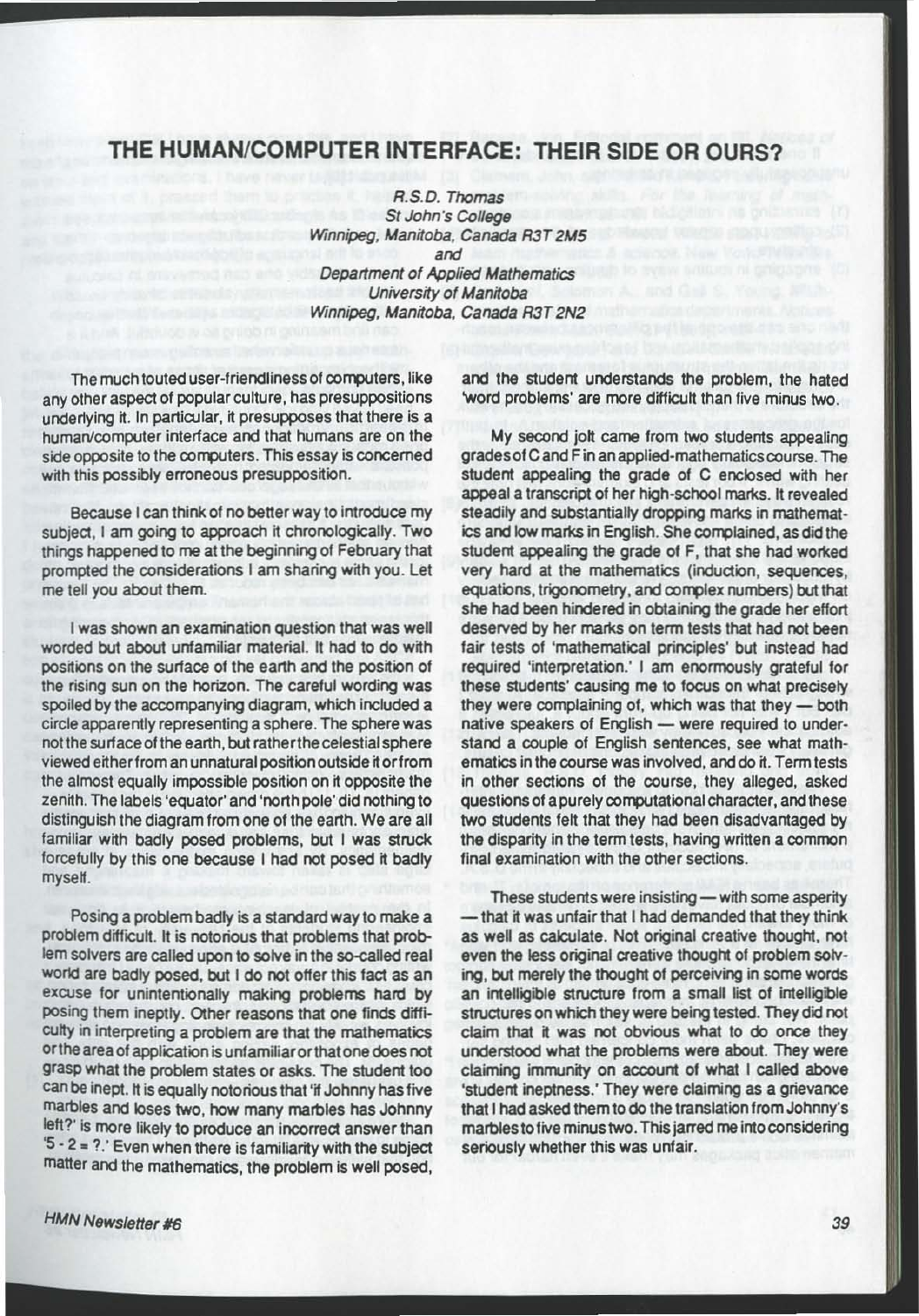# THE HUMAN/COMPUTER INTERFACE: THEIR SIDE OR OURS?

*R.S.D. Thomas*
*St John's College*
*Winnipeg, Manitoba, Canada R3T 2M5*
*and*
*Department of Applied Mathematics*
*University of Manitoba*
*Winnipeg, Manitoba, Canada R3T 2N2*

The much touted user-friendliness of computers, like any other aspect of popular culture, has presuppositions underlying it. In particular, it presupposes that there is a human/computer interface and that humans are on the side opposite to the computers. This essay is concerned with this possibly erroneous presupposition.

Because I can think of no better way to introduce my subject, I am going to approach it chronologically. Two things happened to me at the beginning of February that prompted the considerations I am sharing with you. Let me tell you about them.

I was shown an examination question that was well worded but about unfamiliar material. It had to do with positions on the surface of the earth and the position of the rising sun on the horizon. The careful wording was spoiled by the accompanying diagram, which included a circle apparently representing a sphere. The sphere was not the surface of the earth, but rather the celestial sphere viewed either from an unnatural position outside it or from the almost equally impossible position on it opposite the zenith. The labels 'equator' and 'north pole' did nothing to distinguish the diagram from one of the earth. We are all familiar with badly posed problems, but I was struck forcefully by this one because I had not posed it badly myself.

Posing a problem badly is a standard way to make a problem difficult. It is notorious that problems that problem solvers are called upon to solve in the so-called real world are badly posed, but I do not offer this fact as an excuse for unintentionally making problems hard by posing them ineptly. Other reasons that one finds difficulty in interpreting a problem are that the mathematics or the area of application is unfamiliar or that one does not grasp what the problem states or asks. The student too can be inept. It is equally notorious that 'if Johnny has five marbles and loses two, how many marbles has Johnny left?' is more likely to produce an incorrect answer than '5 - 2 = ?.' Even when there is familiarity with the subject matter and the mathematics, the problem is well posed, and the student understands the problem, the hated 'word problems' are more difficult than five minus two.

My second jolt came from two students appealing grades of C and F in an applied-mathematics course. The student appealing the grade of C enclosed with her appeal a transcript of her high-school marks. It revealed steadily and substantially dropping marks in mathematics and low marks in English. She complained, as did the student appealing the grade of F, that she had worked very hard at the mathematics (induction, sequences, equations, trigonometry, and complex numbers) but that she had been hindered in obtaining the grade her effort deserved by her marks on term tests that had not been fair tests of 'mathematical principles' but instead had required 'interpretation.' I am enormously grateful for these students' causing me to focus on what precisely they were complaining of, which was that they — both native speakers of English — were required to understand a couple of English sentences, see what mathematics in the course was involved, and do it. Term tests in other sections of the course, they alleged, asked questions of a purely computational character, and these two students felt that they had been disadvantaged by the disparity in the term tests, having written a common final examination with the other sections.

These students were insisting — with some asperity — that it was unfair that I had demanded that they think as well as calculate. Not original creative thought, not even the less original creative thought of problem solving, but merely the thought of perceiving in some words an intelligible structure from a small list of intelligible structures on which they were being tested. They did not claim that it was not obvious what to do once they understood what the problems were about. They were claiming immunity on account of what I called above 'student ineptness.' They were claiming as a grievance that I had asked them to do the translation from Johnny's marbles to five minus two. This jarred me into considering seriously whether this was unfair.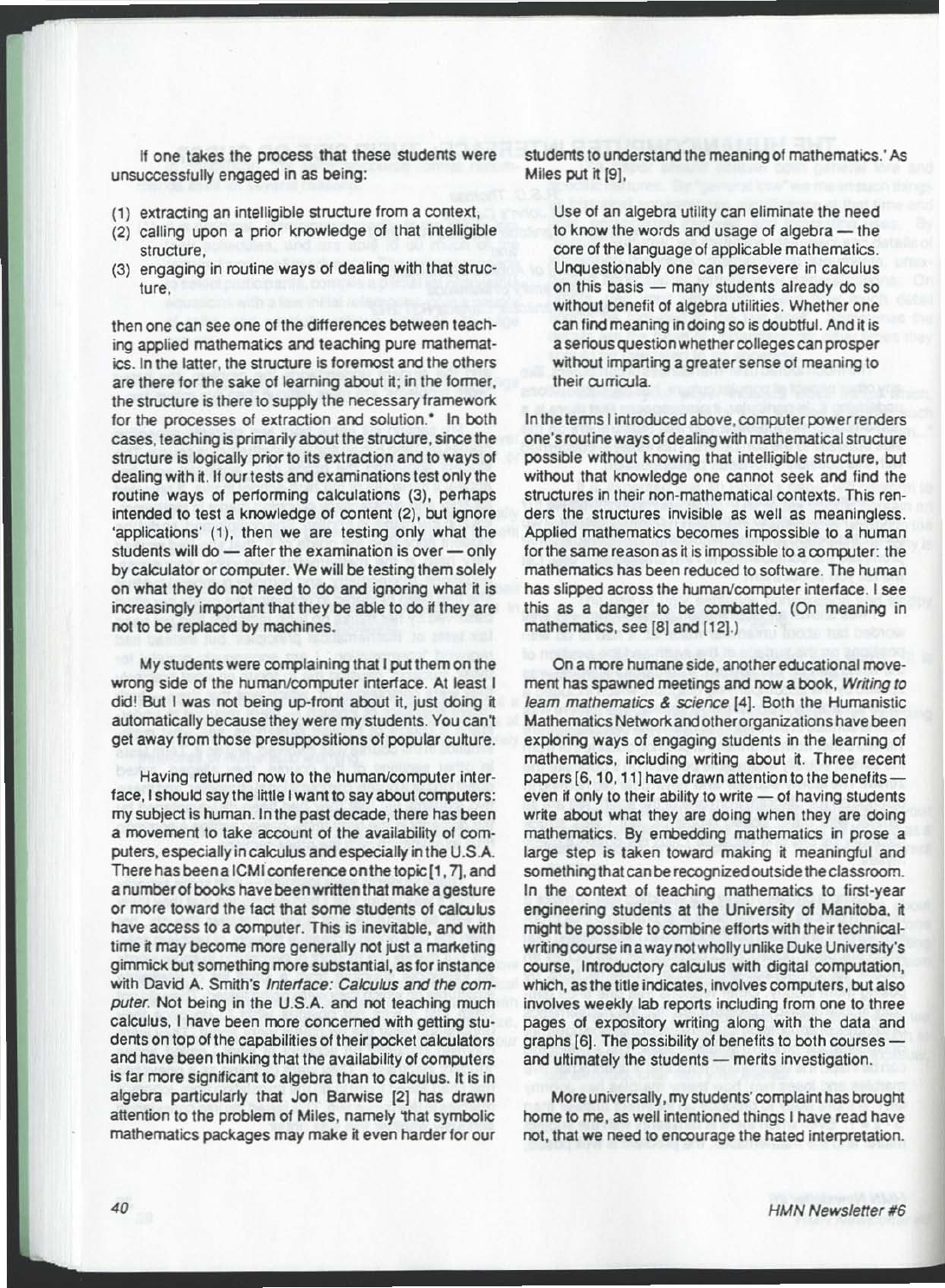If one takes the process that these students were unsuccessfully engaged in as being:

(1) extracting an intelligible structure from a context,
(2) calling upon a prior knowledge of that intelligible structure,
(3) engaging in routine ways of dealing with that structure,

then one can see one of the differences between teaching applied mathematics and teaching pure mathematics. In the latter, the structure is foremost and the others are there for the sake of learning about it; in the former, the structure is there to supply the necessary framework for the processes of extraction and solution.* In both cases, teaching is primarily about the structure, since the structure is logically prior to its extraction and to ways of dealing with it. If our tests and examinations test only the routine ways of performing calculations (3), perhaps intended to test a knowledge of content (2), but ignore 'applications' (1), then we are testing only what the students will do — after the examination is over — only by calculator or computer. We will be testing them solely on what they do not need to do and ignoring what it is increasingly important that they be able to do if they are not to be replaced by machines.

My students were complaining that I put them on the wrong side of the human/computer interface. At least I did! But I was not being up-front about it, just doing it automatically because they were my students. You can't get away from those presuppositions of popular culture.

Having returned now to the human/computer interface, I should say the little I want to say about computers: my subject is human. In the past decade, there has been a movement to take account of the availability of computers, especially in calculus and especially in the U.S.A. There has been a ICMI conference on the topic [1, 7], and a number of books have been written that make a gesture or more toward the fact that some students of calculus have access to a computer. This is inevitable, and with time it may become more generally not just a marketing gimmick but something more substantial, as for instance with David A. Smith's *Interface: Calculus and the computer.* Not being in the U.S.A. and not teaching much calculus, I have been more concerned with getting students on top of the capabilities of their pocket calculators and have been thinking that the availability of computers is far more significant to algebra than to calculus. It is in algebra particularly that Jon Barwise [2] has drawn attention to the problem of Miles, namely 'that symbolic mathematics packages may make it even harder for our students to understand the meaning of mathematics.' As Miles put it [9],

> Use of an algebra utility can eliminate the need to know the words and usage of algebra — the core of the language of applicable mathematics. Unquestionably one can persevere in calculus on this basis — many students already do so without benefit of algebra utilities. Whether one can find meaning in doing so is doubtful. And it is a serious question whether colleges can prosper without imparting a greater sense of meaning to their curricula.

In the terms I introduced above, computer power renders one's routine ways of dealing with mathematical structure possible without knowing that intelligible structure, but without that knowledge one cannot seek and find the structures in their non-mathematical contexts. This renders the structures invisible as well as meaningless. Applied mathematics becomes impossible to a human for the same reason as it is impossible to a computer: the mathematics has been reduced to software. The human has slipped across the human/computer interface. I see this as a danger to be combatted. (On meaning in mathematics, see [8] and [12].)

On a more humane side, another educational movement has spawned meetings and now a book, *Writing to learn mathematics & science* [4]. Both the Humanistic Mathematics Network and other organizations have been exploring ways of engaging students in the learning of mathematics, including writing about it. Three recent papers [6, 10, 11] have drawn attention to the benefits — even if only to their ability to write — of having students write about what they are doing when they are doing mathematics. By embedding mathematics in prose a large step is taken toward making it meaningful and something that can be recognized outside the classroom. In the context of teaching mathematics to first-year engineering students at the University of Manitoba, it might be possible to combine efforts with their technical-writing course in a way not wholly unlike Duke University's course, Introductory calculus with digital computation, which, as the title indicates, involves computers, but also involves weekly lab reports including from one to three pages of expository writing along with the data and graphs [6]. The possibility of benefits to both courses — and ultimately the students — merits investigation.

More universally, my students' complaint has brought home to me, as well intentioned things I have read have not, that we need to encourage the hated interpretation.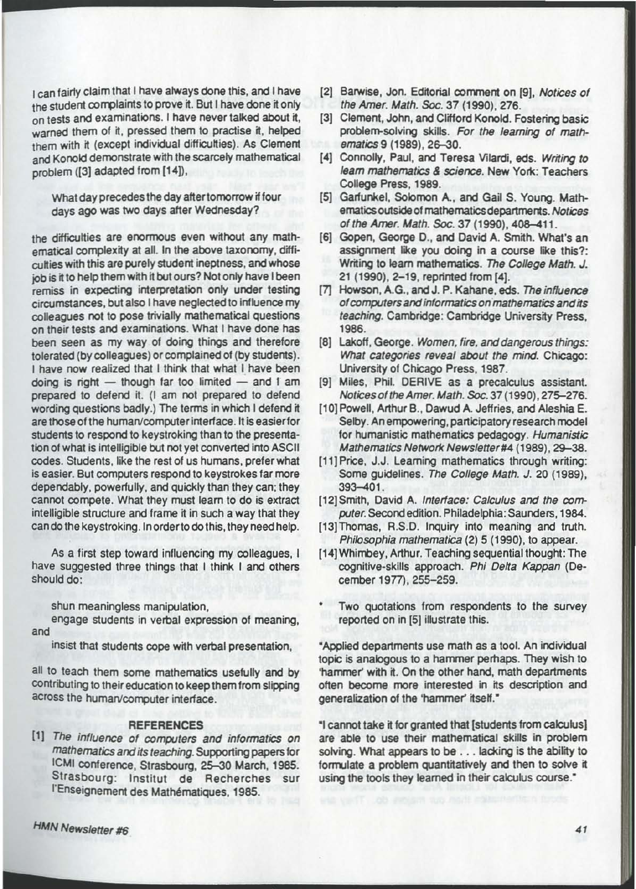I can fairly claim that I have always done this, and I have the student complaints to prove it. But I have done it only on tests and examinations. I have never talked about it, warned them of it, pressed them to practise it, helped them with it (except individual difficulties). As Clement and Konold demonstrate with the scarcely mathematical problem ([3] adapted from [14]),

> What day precedes the day after tomorrow if four days ago was two days after Wednesday?

the difficulties are enormous even without any mathematical complexity at all. In the above taxonomy, difficulties with this are purely student ineptness, and whose job is it to help them with it but ours? Not only have I been remiss in expecting interpretation only under testing circumstances, but also I have neglected to influence my colleagues not to pose trivially mathematical questions on their tests and examinations. What I have done has been seen as my way of doing things and therefore tolerated (by colleagues) or complained of (by students). I have now realized that I think that what I have been doing is right — though far too limited — and I am prepared to defend it. (I am not prepared to defend wording questions badly.) The terms in which I defend it are those of the human/computer interface. It is easier for students to respond to keystroking than to the presentation of what is intelligible but not yet converted into ASCII codes. Students, like the rest of us humans, prefer what is easier. But computers respond to keystrokes far more dependably, powerfully, and quickly than they can; they cannot compete. What they must learn to do is extract intelligible structure and frame it in such a way that they can do the keystroking. In order to do this, they need help.

As a first step toward influencing my colleagues, I have suggested three things that I think I and others should do:

> shun meaningless manipulation,
>
> engage students in verbal expression of meaning, and
>
> insist that students cope with verbal presentation,

all to teach them some mathematics usefully and by contributing to their education to keep them from slipping across the human/computer interface.

### REFERENCES

[1] *The influence of computers and informatics on mathematics and its teaching.* Supporting papers for ICMI conference, Strasbourg, 25–30 March, 1985. Strasbourg: Institut de Recherches sur l'Enseignement des Mathématiques, 1985.

[2] Barwise, Jon. Editorial comment on [9], *Notices of the Amer. Math. Soc.* 37 (1990), 276.

[3] Clement, John, and Clifford Konold. Fostering basic problem-solving skills. *For the learning of mathematics* 9 (1989), 26–30.

[4] Connolly, Paul, and Teresa Vilardi, eds. *Writing to learn mathematics & science.* New York: Teachers College Press, 1989.

[5] Garfunkel, Solomon A., and Gail S. Young. Mathematics outside of mathematics departments. *Notices of the Amer. Math. Soc.* 37 (1990), 408–411.

[6] Gopen, George D., and David A. Smith. What's an assignment like you doing in a course like this?: Writing to learn mathematics. *The College Math. J.* 21 (1990), 2–19, reprinted from [4].

[7] Howson, A.G., and J. P. Kahane, eds. *The influence of computers and informatics on mathematics and its teaching.* Cambridge: Cambridge University Press, 1986.

[8] Lakoff, George. *Women, fire, and dangerous things: What categories reveal about the mind.* Chicago: University of Chicago Press, 1987.

[9] Miles, Phil. DERIVE as a precalculus assistant. *Notices of the Amer. Math. Soc.* 37 (1990), 275–276.

[10] Powell, Arthur B., Dawud A. Jeffries, and Aleshia E. Selby. An empowering, participatory research model for humanistic mathematics pedagogy. *Humanistic Mathematics Network Newsletter* #4 (1989), 29–38.

[11] Price, J.J. Learning mathematics through writing: Some guidelines. *The College Math. J.* 20 (1989), 393–401.

[12] Smith, David A. *Interface: Calculus and the computer.* Second edition. Philadelphia: Saunders, 1984.

[13] Thomas, R.S.D. Inquiry into meaning and truth. *Philosophia mathematica* (2) 5 (1990), to appear.

[14] Whimbey, Arthur. Teaching sequential thought: The cognitive-skills approach. *Phi Delta Kappan* (December 1977), 255–259.

\* Two quotations from respondents to the survey reported on in [5] illustrate this.

"Applied departments use math as a tool. An individual topic is analogous to a hammer perhaps. They wish to 'hammer' with it. On the other hand, math departments often become more interested in its description and generalization of the 'hammer' itself."

"I cannot take it for granted that [students from calculus] are able to use their mathematical skills in problem solving. What appears to be . . . lacking is the ability to formulate a problem quantitatively and then to solve it using the tools they learned in their calculus course."